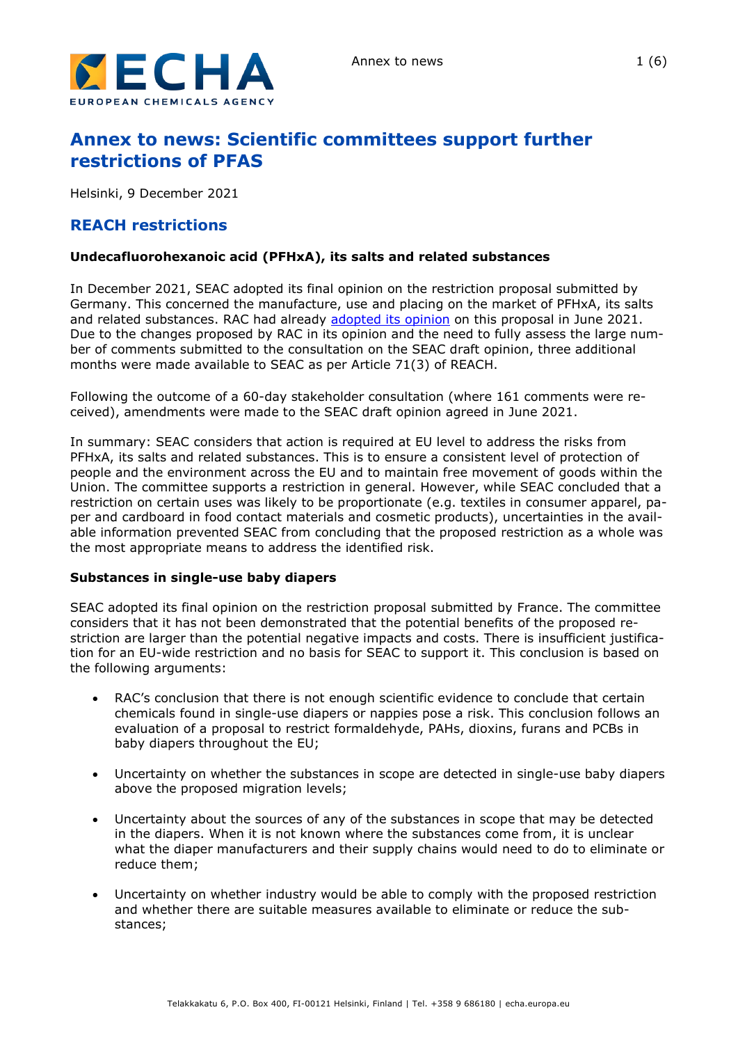# Annex to news: Scientific committees support further restrictions of PFAS

Helsinki, 9 December 2021

## REACH restrictions

**Undecafluorohexanoic acid (PFHxA), its salts and related substances**

In December 2021, SEAC adopted its final opinion on the restriction proposal submitted by Germany. This concerned the manufacture, use and placing on the market of PFHxA, its salts and related substances. RAC had already adopted its opinion on this proposal in June 2021. Due to the changes proposed by RAC in its opinion and the need to fully assess the large number of comments submitted to the consultation on the SEAC draft opinion, three additional months were made available to SEAC as per Article 71(3) of REACH.

Following the outcome of a 60-day stakeholder consultation (where 161 comments were received), amendments were made to the SEAC draft opinion agreed in June 2021.

In summary: SEAC considers that action is required at EU level to address the risks from PFHxA, its salts and related substances. This is to ensure a consistent level of protection of people and the environment across the EU and to maintain free movement of goods within the Union. The committee supports a restriction in general. However, while SEAC concluded that a restriction on certain uses was likely to be proportionate (e.g. textiles in consumer apparel, paper and cardboard in food contact materials and cosmetic products), uncertainties in the available information prevented SEAC from concluding that the proposed restriction as a whole was the most appropriate means to address the identified risk.

**Substances in single-use baby diapers**

SEAC adopted its final opinion on the restriction proposal submitted by France. The committee considers that it has not been demonstrated that the potential benefits of the proposed restriction are larger than the potential negative impacts and costs. There is insufficient justification for an EU-wide restriction and no basis for SEAC to support it. This conclusion is based on the following arguments:

- RAC's conclusion that there is not enough scientific evidence to conclude that certain chemicals found in single-use diapers or nappies pose a risk. This conclusion follows an evaluation of a proposal to restrict formaldehyde, PAHs, dioxins, furans and PCBs in baby diapers throughout the EU;
- Uncertainty on whether the substances in scope are detected in single-use baby diapers above the proposed migration levels;
- Uncertainty about the sources of any of the substances in scope that may be detected in the diapers. When it is not known where the substances come from, it is unclear what the diaper manufacturers and their supply chains would need to do to eliminate or reduce them;
- Uncertainty on whether industry would be able to comply with the proposed restriction and whether there are suitable measures available to eliminate or reduce the substances;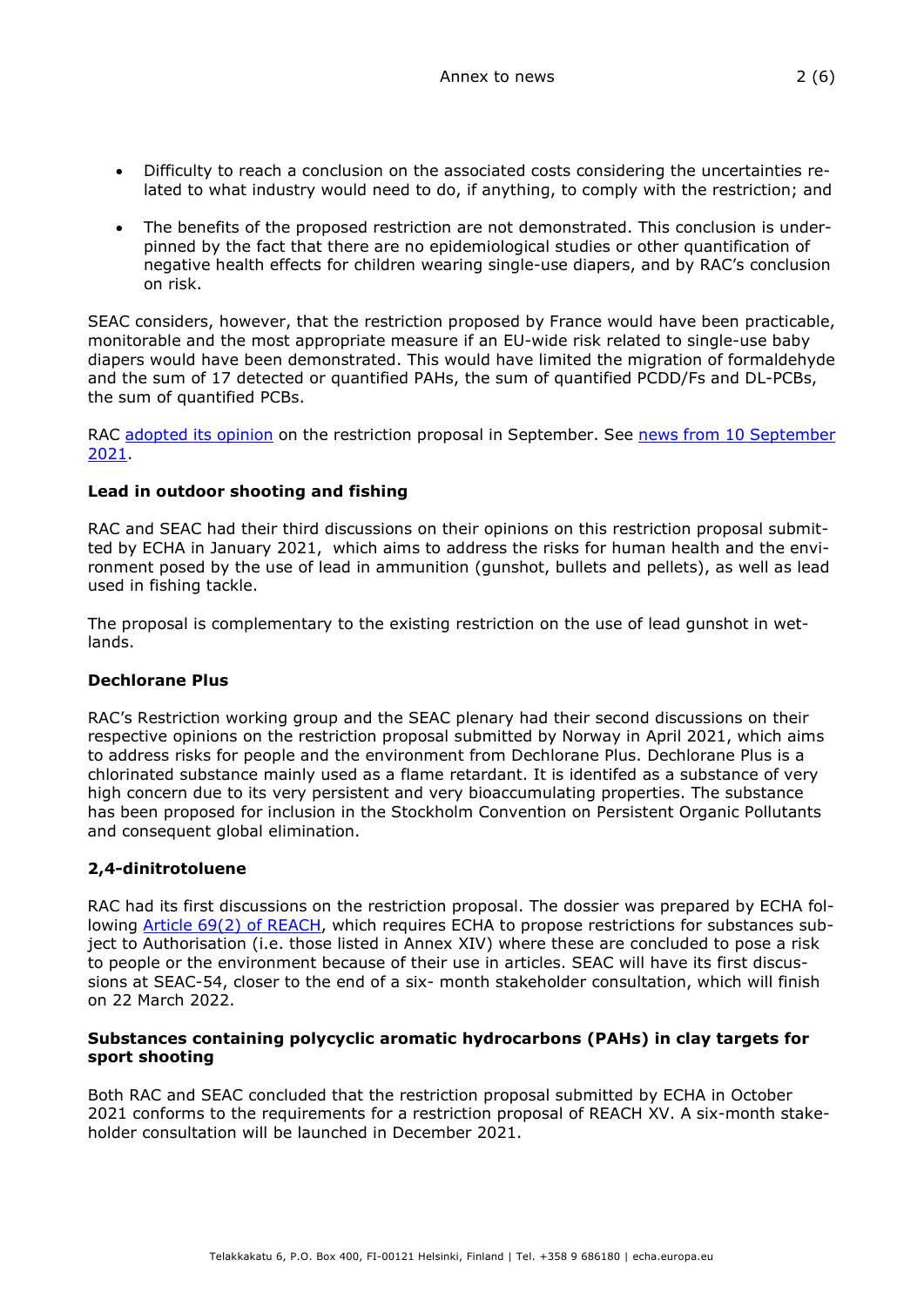- Difficulty to reach a conclusion on the associated costs considering the uncertainties related to what industry would need to do, if anything, to comply with the restriction; and

- The benefits of the proposed restriction are not demonstrated. This conclusion is underpinned by the fact that there are no epidemiological studies or other quantification of negative health effects for children wearing single-use diapers, and by RAC's conclusion on risk.

SEAC considers, however, that the restriction proposed by France would have been practicable, monitorable and the most appropriate measure if an EU-wide risk related to single-use baby diapers would have been demonstrated. This would have limited the migration of formaldehyde and the sum of 17 detected or quantified PAHs, the sum of quantified PCDD/Fs and DL-PCBs, the sum of quantified PCBs.

RAC adopted its opinion on the restriction proposal in September. See news from 10 September 2021.

**Lead in outdoor shooting and fishing**

RAC and SEAC had their third discussions on their opinions on this restriction proposal submitted by ECHA in January 2021, which aims to address the risks for human health and the environment posed by the use of lead in ammunition (gunshot, bullets and pellets), as well as lead used in fishing tackle.

The proposal is complementary to the existing restriction on the use of lead gunshot in wetlands.

**Dechlorane Plus**

RAC's Restriction working group and the SEAC plenary had their second discussions on their respective opinions on the restriction proposal submitted by Norway in April 2021, which aims to address risks for people and the environment from Dechlorane Plus. Dechlorane Plus is a chlorinated substance mainly used as a flame retardant. It is identifed as a substance of very high concern due to its very persistent and very bioaccumulating properties. The substance has been proposed for inclusion in the Stockholm Convention on Persistent Organic Pollutants and consequent global elimination.

**2,4-dinitrotoluene**

RAC had its first discussions on the restriction proposal. The dossier was prepared by ECHA following Article 69(2) of REACH, which requires ECHA to propose restrictions for substances subject to Authorisation (i.e. those listed in Annex XIV) where these are concluded to pose a risk to people or the environment because of their use in articles. SEAC will have its first discussions at SEAC-54, closer to the end of a six- month stakeholder consultation, which will finish on 22 March 2022.

**Substances containing polycyclic aromatic hydrocarbons (PAHs) in clay targets for sport shooting**

Both RAC and SEAC concluded that the restriction proposal submitted by ECHA in October 2021 conforms to the requirements for a restriction proposal of REACH XV. A six-month stakeholder consultation will be launched in December 2021.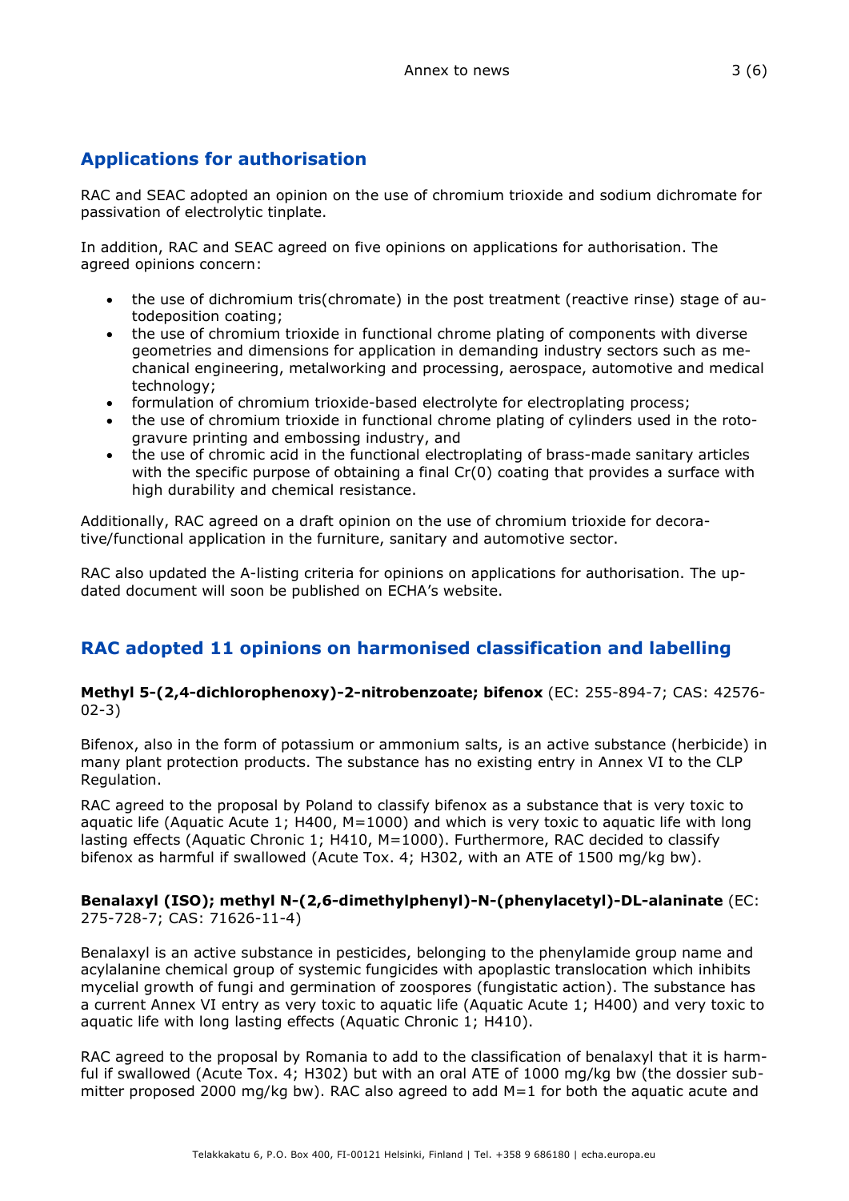## Applications for authorisation

RAC and SEAC adopted an opinion on the use of chromium trioxide and sodium dichromate for passivation of electrolytic tinplate.

In addition, RAC and SEAC agreed on five opinions on applications for authorisation. The agreed opinions concern:

- the use of dichromium tris(chromate) in the post treatment (reactive rinse) stage of autodeposition coating;
- the use of chromium trioxide in functional chrome plating of components with diverse geometries and dimensions for application in demanding industry sectors such as mechanical engineering, metalworking and processing, aerospace, automotive and medical technology;
- formulation of chromium trioxide-based electrolyte for electroplating process;
- the use of chromium trioxide in functional chrome plating of cylinders used in the rotogravure printing and embossing industry, and
- the use of chromic acid in the functional electroplating of brass-made sanitary articles with the specific purpose of obtaining a final Cr(0) coating that provides a surface with high durability and chemical resistance.

Additionally, RAC agreed on a draft opinion on the use of chromium trioxide for decorative/functional application in the furniture, sanitary and automotive sector.

RAC also updated the A-listing criteria for opinions on applications for authorisation. The updated document will soon be published on ECHA's website.

## RAC adopted 11 opinions on harmonised classification and labelling

**Methyl 5-(2,4-dichlorophenoxy)-2-nitrobenzoate; bifenox** (EC: 255-894-7; CAS: 42576-02-3)

Bifenox, also in the form of potassium or ammonium salts, is an active substance (herbicide) in many plant protection products. The substance has no existing entry in Annex VI to the CLP Regulation.

RAC agreed to the proposal by Poland to classify bifenox as a substance that is very toxic to aquatic life (Aquatic Acute 1; H400, M=1000) and which is very toxic to aquatic life with long lasting effects (Aquatic Chronic 1; H410, M=1000). Furthermore, RAC decided to classify bifenox as harmful if swallowed (Acute Tox. 4; H302, with an ATE of 1500 mg/kg bw).

**Benalaxyl (ISO); methyl N-(2,6-dimethylphenyl)-N-(phenylacetyl)-DL-alaninate** (EC: 275-728-7; CAS: 71626-11-4)

Benalaxyl is an active substance in pesticides, belonging to the phenylamide group name and acylalanine chemical group of systemic fungicides with apoplastic translocation which inhibits mycelial growth of fungi and germination of zoospores (fungistatic action). The substance has a current Annex VI entry as very toxic to aquatic life (Aquatic Acute 1; H400) and very toxic to aquatic life with long lasting effects (Aquatic Chronic 1; H410).

RAC agreed to the proposal by Romania to add to the classification of benalaxyl that it is harmful if swallowed (Acute Tox. 4; H302) but with an oral ATE of 1000 mg/kg bw (the dossier submitter proposed 2000 mg/kg bw). RAC also agreed to add M=1 for both the aquatic acute and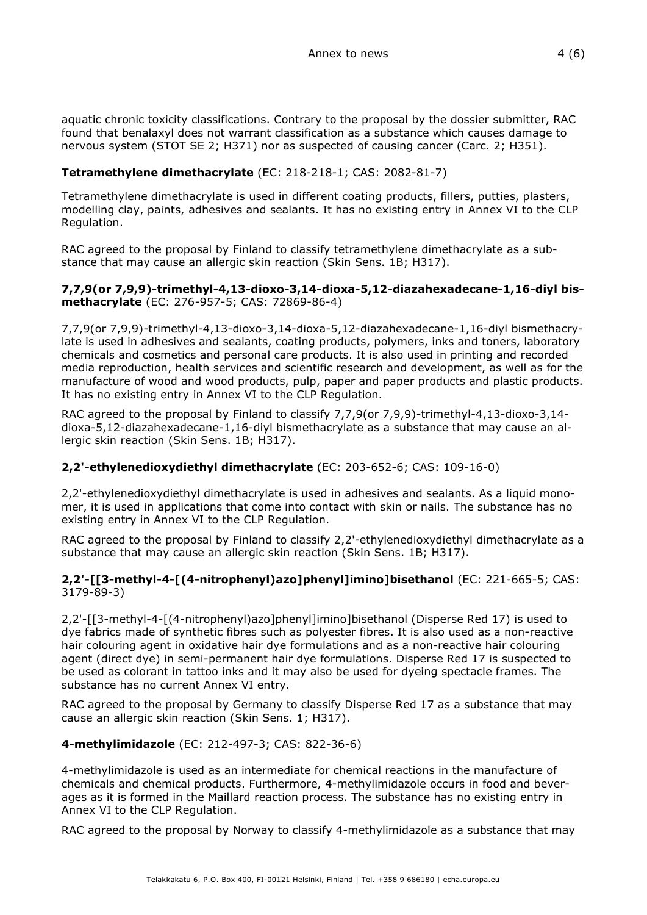aquatic chronic toxicity classifications. Contrary to the proposal by the dossier submitter, RAC found that benalaxyl does not warrant classification as a substance which causes damage to nervous system (STOT SE 2; H371) nor as suspected of causing cancer (Carc. 2; H351).

**Tetramethylene dimethacrylate** (EC: 218-218-1; CAS: 2082-81-7)

Tetramethylene dimethacrylate is used in different coating products, fillers, putties, plasters, modelling clay, paints, adhesives and sealants. It has no existing entry in Annex VI to the CLP Regulation.

RAC agreed to the proposal by Finland to classify tetramethylene dimethacrylate as a substance that may cause an allergic skin reaction (Skin Sens. 1B; H317).

**7,7,9(or 7,9,9)-trimethyl-4,13-dioxo-3,14-dioxa-5,12-diazahexadecane-1,16-diyl bismethacrylate** (EC: 276-957-5; CAS: 72869-86-4)

7,7,9(or 7,9,9)-trimethyl-4,13-dioxo-3,14-dioxa-5,12-diazahexadecane-1,16-diyl bismethacrylate is used in adhesives and sealants, coating products, polymers, inks and toners, laboratory chemicals and cosmetics and personal care products. It is also used in printing and recorded media reproduction, health services and scientific research and development, as well as for the manufacture of wood and wood products, pulp, paper and paper products and plastic products. It has no existing entry in Annex VI to the CLP Regulation.

RAC agreed to the proposal by Finland to classify 7,7,9(or 7,9,9)-trimethyl-4,13-dioxo-3,14-dioxa-5,12-diazahexadecane-1,16-diyl bismethacrylate as a substance that may cause an allergic skin reaction (Skin Sens. 1B; H317).

**2,2'-ethylenedioxydiethyl dimethacrylate** (EC: 203-652-6; CAS: 109-16-0)

2,2'-ethylenedioxydiethyl dimethacrylate is used in adhesives and sealants. As a liquid monomer, it is used in applications that come into contact with skin or nails. The substance has no existing entry in Annex VI to the CLP Regulation.

RAC agreed to the proposal by Finland to classify 2,2'-ethylenedioxydiethyl dimethacrylate as a substance that may cause an allergic skin reaction (Skin Sens. 1B; H317).

**2,2'-[[3-methyl-4-[(4-nitrophenyl)azo]phenyl]imino]bisethanol** (EC: 221-665-5; CAS: 3179-89-3)

2,2'-[[3-methyl-4-[(4-nitrophenyl)azo]phenyl]imino]bisethanol (Disperse Red 17) is used to dye fabrics made of synthetic fibres such as polyester fibres. It is also used as a non-reactive hair colouring agent in oxidative hair dye formulations and as a non-reactive hair colouring agent (direct dye) in semi-permanent hair dye formulations. Disperse Red 17 is suspected to be used as colorant in tattoo inks and it may also be used for dyeing spectacle frames. The substance has no current Annex VI entry.

RAC agreed to the proposal by Germany to classify Disperse Red 17 as a substance that may cause an allergic skin reaction (Skin Sens. 1; H317).

**4-methylimidazole** (EC: 212-497-3; CAS: 822-36-6)

4-methylimidazole is used as an intermediate for chemical reactions in the manufacture of chemicals and chemical products. Furthermore, 4-methylimidazole occurs in food and beverages as it is formed in the Maillard reaction process. The substance has no existing entry in Annex VI to the CLP Regulation.

RAC agreed to the proposal by Norway to classify 4-methylimidazole as a substance that may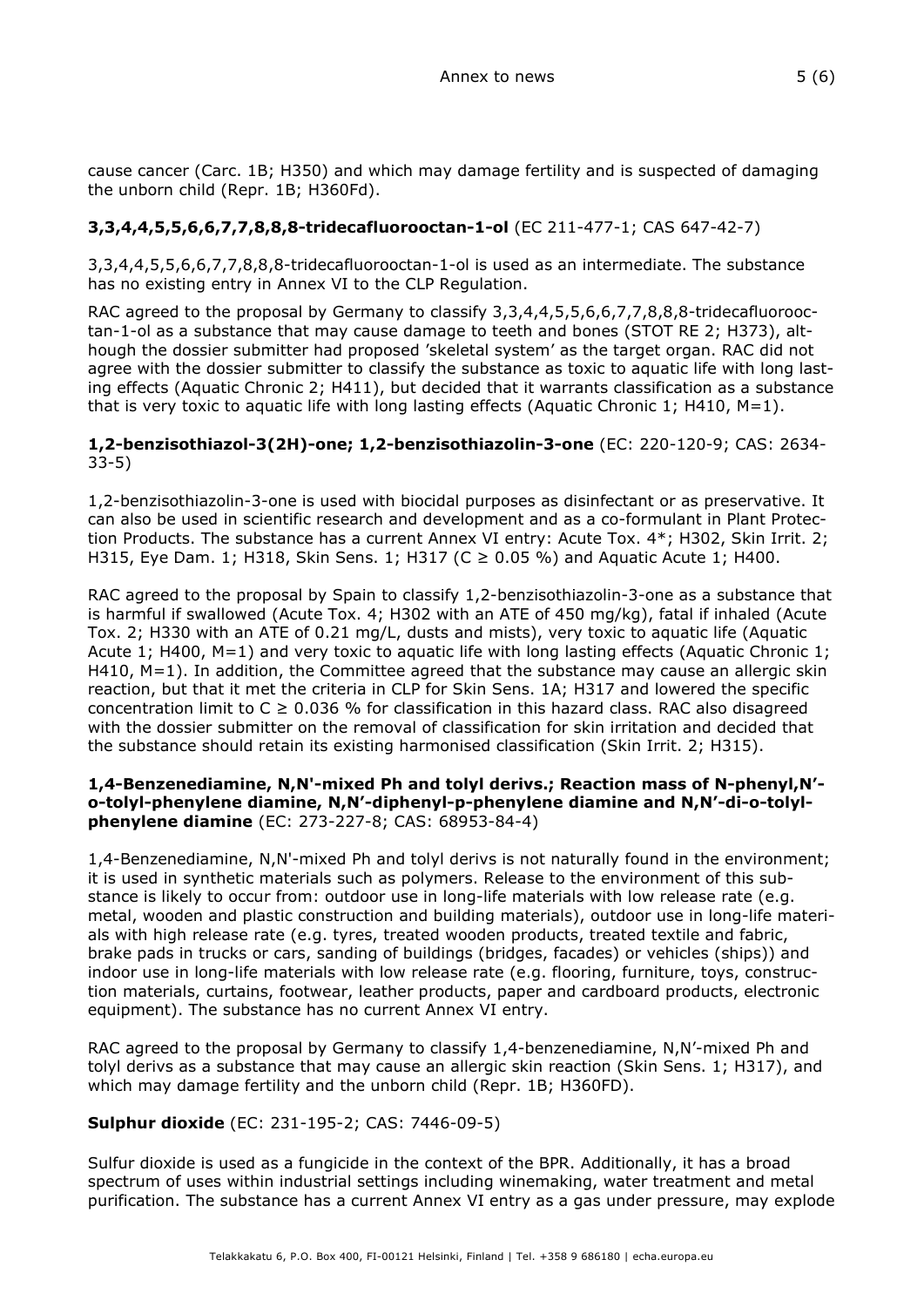cause cancer (Carc. 1B; H350) and which may damage fertility and is suspected of damaging the unborn child (Repr. 1B; H360Fd).

**3,3,4,4,5,5,6,6,7,7,8,8,8-tridecafluorooctan-1-ol** (EC 211-477-1; CAS 647-42-7)

3,3,4,4,5,5,6,6,7,7,8,8,8-tridecafluorooctan-1-ol is used as an intermediate. The substance has no existing entry in Annex VI to the CLP Regulation.

RAC agreed to the proposal by Germany to classify 3,3,4,4,5,5,6,6,7,7,8,8,8-tridecafluorooctan-1-ol as a substance that may cause damage to teeth and bones (STOT RE 2; H373), although the dossier submitter had proposed 'skeletal system' as the target organ. RAC did not agree with the dossier submitter to classify the substance as toxic to aquatic life with long lasting effects (Aquatic Chronic 2; H411), but decided that it warrants classification as a substance that is very toxic to aquatic life with long lasting effects (Aquatic Chronic 1; H410, M=1).

**1,2-benzisothiazol-3(2H)-one; 1,2-benzisothiazolin-3-one** (EC: 220-120-9; CAS: 2634-33-5)

1,2-benzisothiazolin-3-one is used with biocidal purposes as disinfectant or as preservative. It can also be used in scientific research and development and as a co-formulant in Plant Protection Products. The substance has a current Annex VI entry: Acute Tox. 4*; H302, Skin Irrit. 2; H315, Eye Dam. 1; H318, Skin Sens. 1; H317 (C ≥ 0.05 %) and Aquatic Acute 1; H400.

RAC agreed to the proposal by Spain to classify 1,2-benzisothiazolin-3-one as a substance that is harmful if swallowed (Acute Tox. 4; H302 with an ATE of 450 mg/kg), fatal if inhaled (Acute Tox. 2; H330 with an ATE of 0.21 mg/L, dusts and mists), very toxic to aquatic life (Aquatic Acute 1; H400, M=1) and very toxic to aquatic life with long lasting effects (Aquatic Chronic 1; H410, M=1). In addition, the Committee agreed that the substance may cause an allergic skin reaction, but that it met the criteria in CLP for Skin Sens. 1A; H317 and lowered the specific concentration limit to C ≥ 0.036 % for classification in this hazard class. RAC also disagreed with the dossier submitter on the removal of classification for skin irritation and decided that the substance should retain its existing harmonised classification (Skin Irrit. 2; H315).

**1,4-Benzenediamine, N,N'-mixed Ph and tolyl derivs.; Reaction mass of N-phenyl,N'-o-tolyl-phenylene diamine, N,N'-diphenyl-p-phenylene diamine and N,N'-di-o-tolyl-phenylene diamine** (EC: 273-227-8; CAS: 68953-84-4)

1,4-Benzenediamine, N,N'-mixed Ph and tolyl derivs is not naturally found in the environment; it is used in synthetic materials such as polymers. Release to the environment of this substance is likely to occur from: outdoor use in long-life materials with low release rate (e.g. metal, wooden and plastic construction and building materials), outdoor use in long-life materials with high release rate (e.g. tyres, treated wooden products, treated textile and fabric, brake pads in trucks or cars, sanding of buildings (bridges, facades) or vehicles (ships)) and indoor use in long-life materials with low release rate (e.g. flooring, furniture, toys, construction materials, curtains, footwear, leather products, paper and cardboard products, electronic equipment). The substance has no current Annex VI entry.

RAC agreed to the proposal by Germany to classify 1,4-benzenediamine, N,N'-mixed Ph and tolyl derivs as a substance that may cause an allergic skin reaction (Skin Sens. 1; H317), and which may damage fertility and the unborn child (Repr. 1B; H360FD).

**Sulphur dioxide** (EC: 231-195-2; CAS: 7446-09-5)

Sulfur dioxide is used as a fungicide in the context of the BPR. Additionally, it has a broad spectrum of uses within industrial settings including winemaking, water treatment and metal purification. The substance has a current Annex VI entry as a gas under pressure, may explode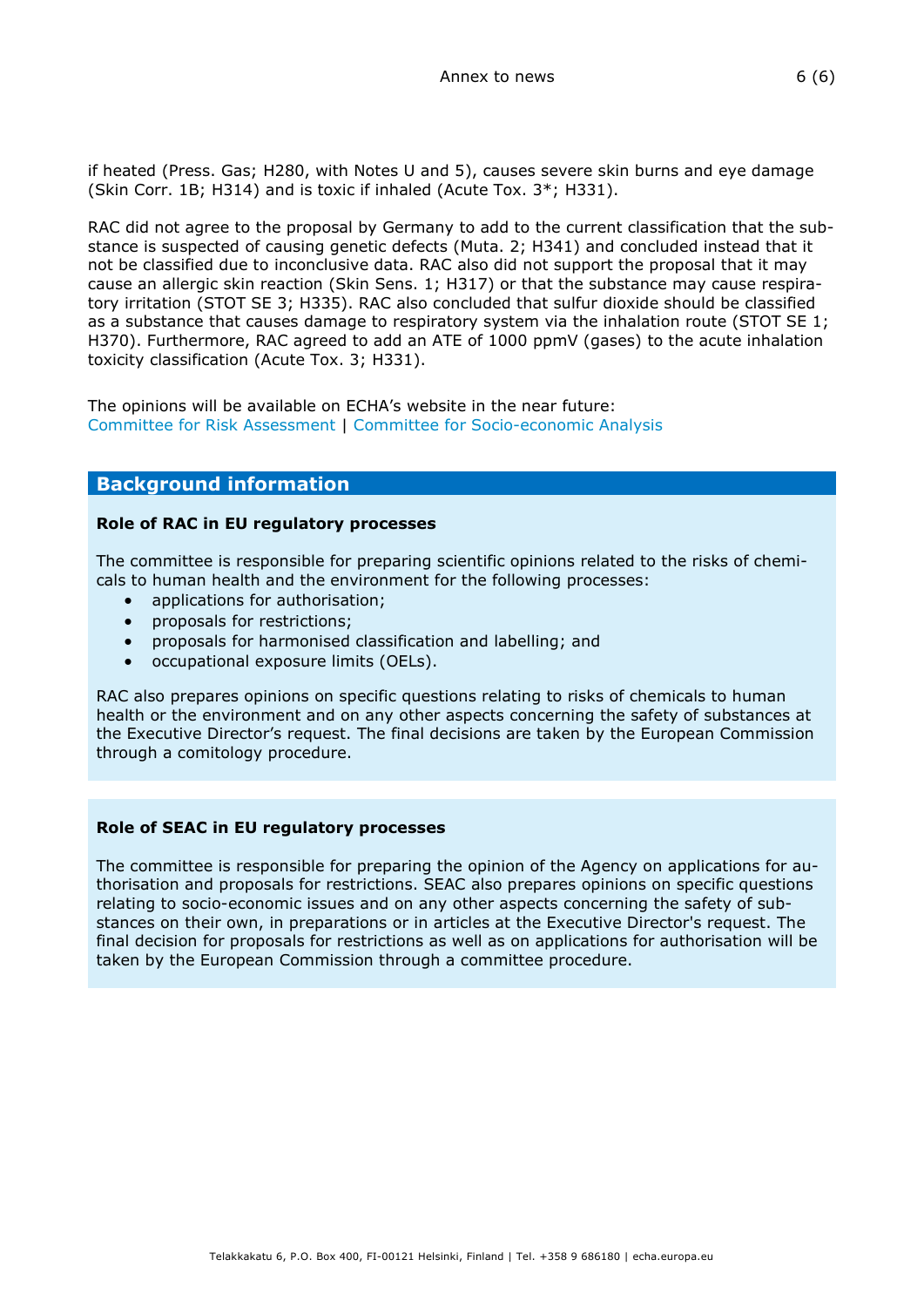if heated (Press. Gas; H280, with Notes U and 5), causes severe skin burns and eye damage (Skin Corr. 1B; H314) and is toxic if inhaled (Acute Tox. 3*; H331).

RAC did not agree to the proposal by Germany to add to the current classification that the substance is suspected of causing genetic defects (Muta. 2; H341) and concluded instead that it not be classified due to inconclusive data. RAC also did not support the proposal that it may cause an allergic skin reaction (Skin Sens. 1; H317) or that the substance may cause respiratory irritation (STOT SE 3; H335). RAC also concluded that sulfur dioxide should be classified as a substance that causes damage to respiratory system via the inhalation route (STOT SE 1; H370). Furthermore, RAC agreed to add an ATE of 1000 ppmV (gases) to the acute inhalation toxicity classification (Acute Tox. 3; H331).

The opinions will be available on ECHA's website in the near future:
Committee for Risk Assessment | Committee for Socio-economic Analysis

## Background information

**Role of RAC in EU regulatory processes**

The committee is responsible for preparing scientific opinions related to the risks of chemicals to human health and the environment for the following processes:

- applications for authorisation;
- proposals for restrictions;
- proposals for harmonised classification and labelling; and
- occupational exposure limits (OELs).

RAC also prepares opinions on specific questions relating to risks of chemicals to human health or the environment and on any other aspects concerning the safety of substances at the Executive Director's request. The final decisions are taken by the European Commission through a comitology procedure.

**Role of SEAC in EU regulatory processes**

The committee is responsible for preparing the opinion of the Agency on applications for authorisation and proposals for restrictions. SEAC also prepares opinions on specific questions relating to socio-economic issues and on any other aspects concerning the safety of substances on their own, in preparations or in articles at the Executive Director's request. The final decision for proposals for restrictions as well as on applications for authorisation will be taken by the European Commission through a committee procedure.